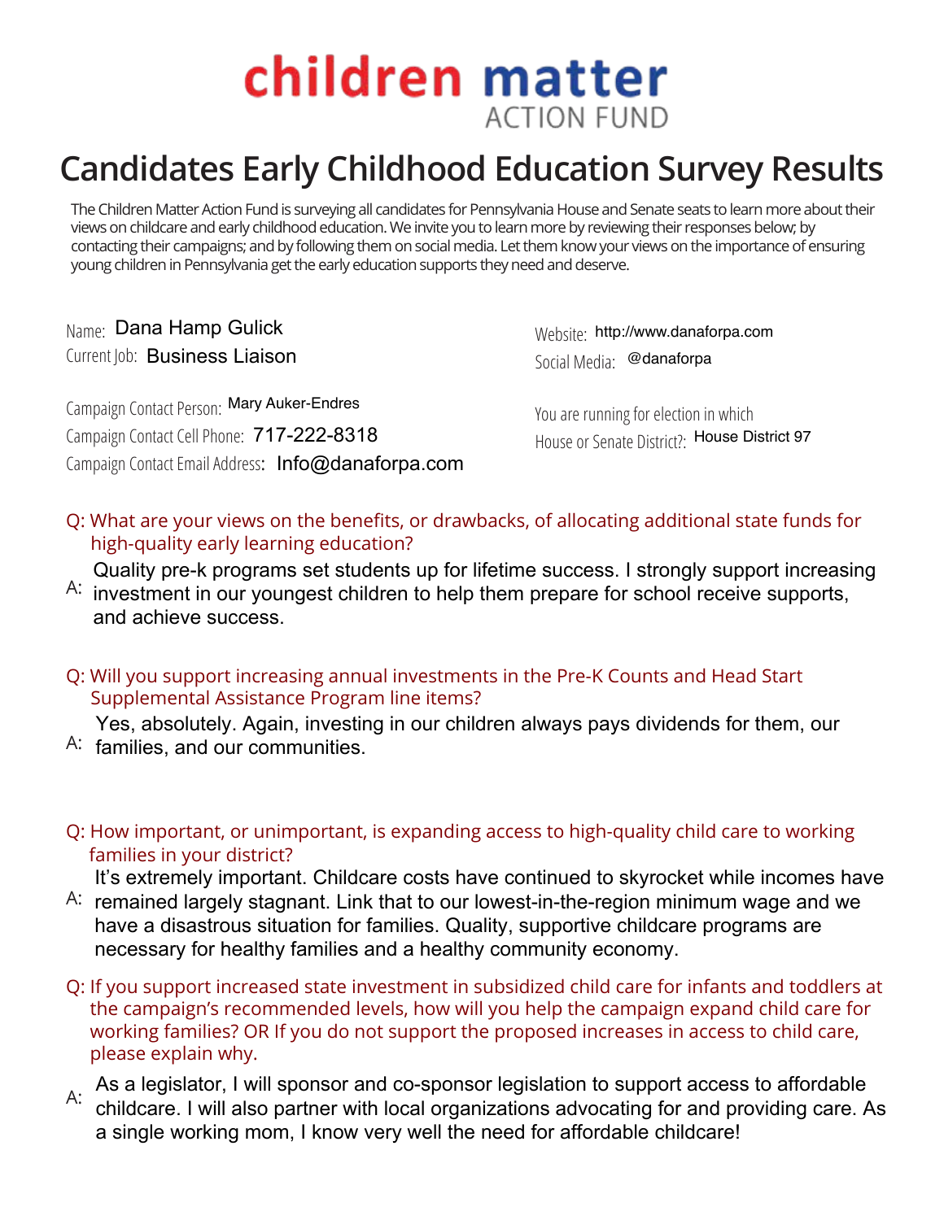# children matter ACTION FUND

# Candidates Early Childhood Education Survey Results

The Children Matter Action Fund is surveying all candidates for Pennsylvania House and Senate seats to learn more about their views on childcare and early childhood education. We invite you to learn more by reviewing their responses below; by contacting their campaigns; and by following them on social media. Let them know your views on the importance of ensuring young children in Pennsylvania get the early education supports they need and deserve.

Name: Dana Hamp Gulick
Current Job: Business Liaison

Campaign Contact Person: Mary Auker-Endres
Campaign Contact Cell Phone: 717-222-8318
Campaign Contact Email Address: Info@danaforpa.com

Website: http://www.danaforpa.com
Social Media: @danaforpa

You are running for election in which House or Senate District?: House District 97

**Q: What are your views on the benefits, or drawbacks, of allocating additional state funds for high-quality early learning education?**

A: Quality pre-k programs set students up for lifetime success. I strongly support increasing investment in our youngest children to help them prepare for school receive supports, and achieve success.

**Q: Will you support increasing annual investments in the Pre-K Counts and Head Start Supplemental Assistance Program line items?**

A: Yes, absolutely. Again, investing in our children always pays dividends for them, our families, and our communities.

**Q: How important, or unimportant, is expanding access to high-quality child care to working families in your district?**

A: It's extremely important. Childcare costs have continued to skyrocket while incomes have remained largely stagnant. Link that to our lowest-in-the-region minimum wage and we have a disastrous situation for families. Quality, supportive childcare programs are necessary for healthy families and a healthy community economy.

**Q: If you support increased state investment in subsidized child care for infants and toddlers at the campaign's recommended levels, how will you help the campaign expand child care for working families? OR If you do not support the proposed increases in access to child care, please explain why.**

A: As a legislator, I will sponsor and co-sponsor legislation to support access to affordable childcare. I will also partner with local organizations advocating for and providing care. As a single working mom, I know very well the need for affordable childcare!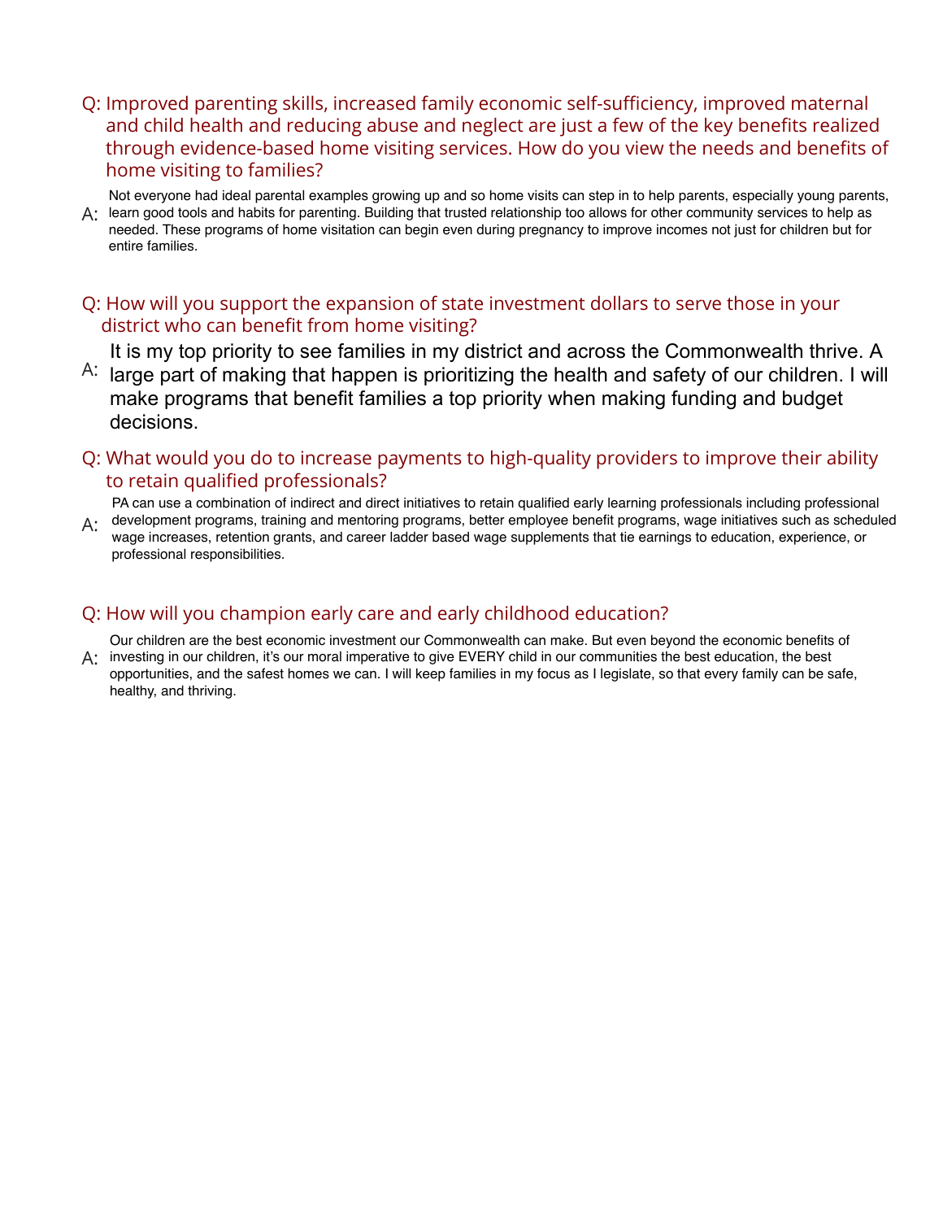Q: Improved parenting skills, increased family economic self-sufficiency, improved maternal and child health and reducing abuse and neglect are just a few of the key benefits realized through evidence-based home visiting services. How do you view the needs and benefits of home visiting to families?

A: Not everyone had ideal parental examples growing up and so home visits can step in to help parents, especially young parents, learn good tools and habits for parenting. Building that trusted relationship too allows for other community services to help as needed. These programs of home visitation can begin even during pregnancy to improve incomes not just for children but for entire families.

Q: How will you support the expansion of state investment dollars to serve those in your district who can benefit from home visiting?

A: It is my top priority to see families in my district and across the Commonwealth thrive. A large part of making that happen is prioritizing the health and safety of our children. I will make programs that benefit families a top priority when making funding and budget decisions.

Q: What would you do to increase payments to high-quality providers to improve their ability to retain qualified professionals?

A: PA can use a combination of indirect and direct initiatives to retain qualified early learning professionals including professional development programs, training and mentoring programs, better employee benefit programs, wage initiatives such as scheduled wage increases, retention grants, and career ladder based wage supplements that tie earnings to education, experience, or professional responsibilities.

Q: How will you champion early care and early childhood education?

A: Our children are the best economic investment our Commonwealth can make. But even beyond the economic benefits of investing in our children, it's our moral imperative to give EVERY child in our communities the best education, the best opportunities, and the safest homes we can. I will keep families in my focus as I legislate, so that every family can be safe, healthy, and thriving.